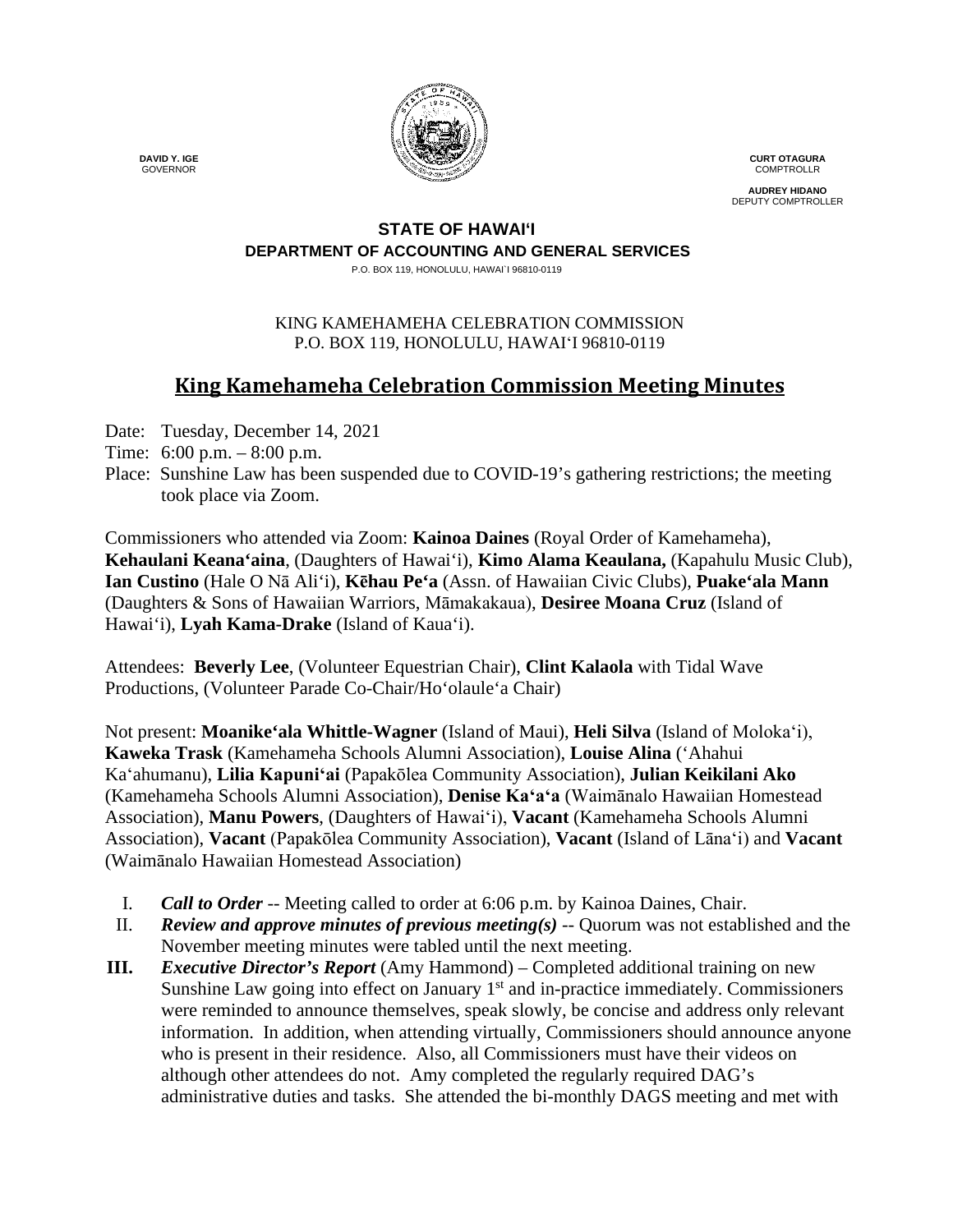**DAVID Y. IGE**
GOVERNOR

**CURT OTAGURA**
COMPTROLLR

**AUDREY HIDANO**
DEPUTY COMPTROLLER

**STATE OF HAWAIʻI**
**DEPARTMENT OF ACCOUNTING AND GENERAL SERVICES**
P.O. BOX 119, HONOLULU, HAWAI`I 96810-0119

KING KAMEHAMEHA CELEBRATION COMMISSION
P.O. BOX 119, HONOLULU, HAWAIʻI 96810-0119

# King Kamehameha Celebration Commission Meeting Minutes

Date: Tuesday, December 14, 2021
Time: 6:00 p.m. – 8:00 p.m.
Place: Sunshine Law has been suspended due to COVID-19's gathering restrictions; the meeting took place via Zoom.

Commissioners who attended via Zoom: **Kainoa Daines** (Royal Order of Kamehameha), **Kehaulani Keanaʻaina**, (Daughters of Hawaiʻi), **Kimo Alama Keaulana,** (Kapahulu Music Club), **Ian Custino** (Hale O Nā Aliʻi), **Kēhau Peʻa** (Assn. of Hawaiian Civic Clubs), **Puakeʻala Mann** (Daughters & Sons of Hawaiian Warriors, Māmakakaua), **Desiree Moana Cruz** (Island of Hawaiʻi), **Lyah Kama-Drake** (Island of Kauaʻi).

Attendees: **Beverly Lee**, (Volunteer Equestrian Chair), **Clint Kalaola** with Tidal Wave Productions, (Volunteer Parade Co-Chair/Hoʻolauleʻa Chair)

Not present: **Moanikeʻala Whittle-Wagner** (Island of Maui), **Heli Silva** (Island of Molokaʻi), **Kaweka Trask** (Kamehameha Schools Alumni Association), **Louise Alina** (ʻAhahui Kaʻahumanu), **Lilia Kapuniʻai** (Papakōlea Community Association), **Julian Keikilani Ako** (Kamehameha Schools Alumni Association), **Denise Kaʻaʻa** (Waimānalo Hawaiian Homestead Association), **Manu Powers**, (Daughters of Hawaiʻi), **Vacant** (Kamehameha Schools Alumni Association), **Vacant** (Papakōlea Community Association), **Vacant** (Island of Lānaʻi) and **Vacant** (Waimānalo Hawaiian Homestead Association)

I. ***Call to Order*** -- Meeting called to order at 6:06 p.m. by Kainoa Daines, Chair.
II. ***Review and approve minutes of previous meeting(s)*** -- Quorum was not established and the November meeting minutes were tabled until the next meeting.
**III.** ***Executive Director's Report*** (Amy Hammond) – Completed additional training on new Sunshine Law going into effect on January 1st and in-practice immediately. Commissioners were reminded to announce themselves, speak slowly, be concise and address only relevant information. In addition, when attending virtually, Commissioners should announce anyone who is present in their residence. Also, all Commissioners must have their videos on although other attendees do not. Amy completed the regularly required DAG's administrative duties and tasks. She attended the bi-monthly DAGS meeting and met with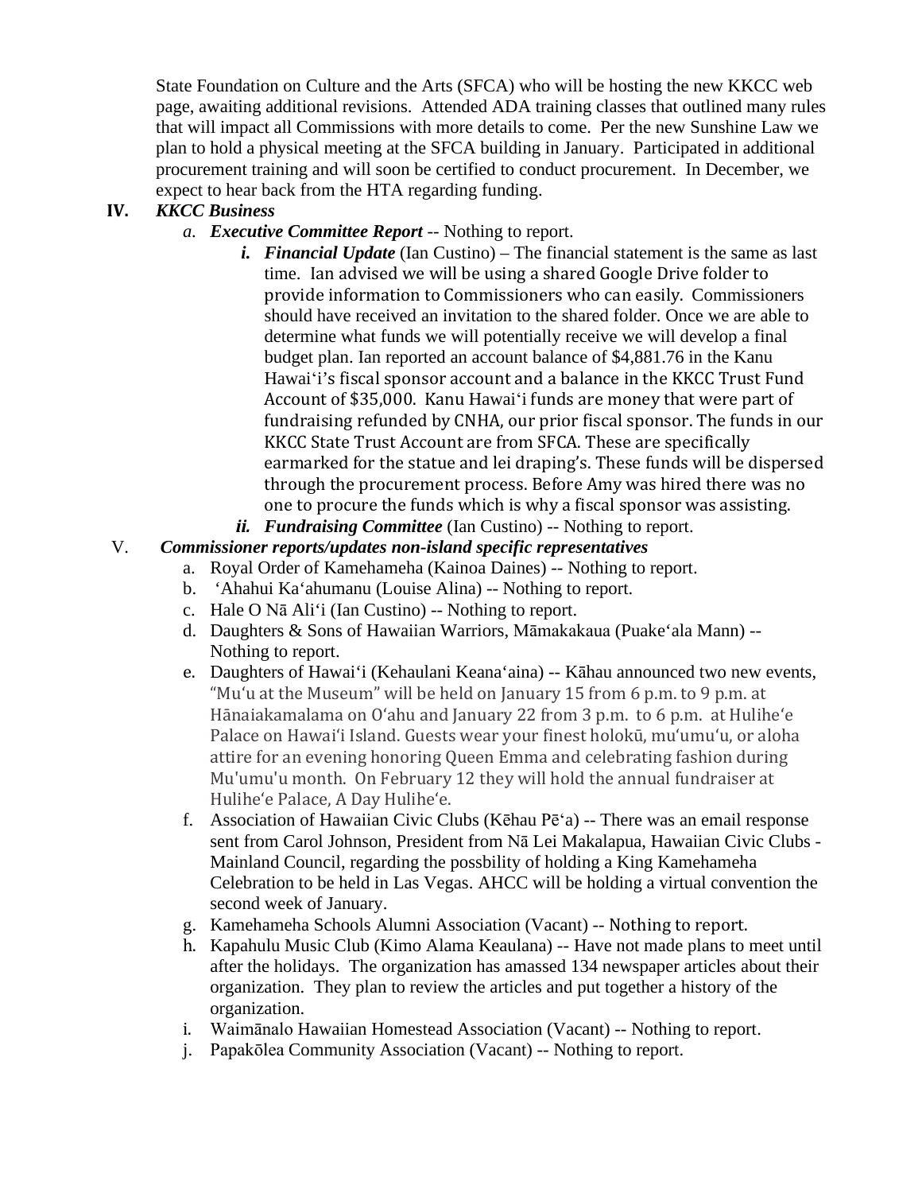State Foundation on Culture and the Arts (SFCA) who will be hosting the new KKCC web page, awaiting additional revisions. Attended ADA training classes that outlined many rules that will impact all Commissions with more details to come. Per the new Sunshine Law we plan to hold a physical meeting at the SFCA building in January. Participated in additional procurement training and will soon be certified to conduct procurement. In December, we expect to hear back from the HTA regarding funding.

**IV.** ***KKCC Business***

*a.* ***Executive Committee Report*** -- Nothing to report.

*i.* ***Financial Update*** (Ian Custino) – The financial statement is the same as last time. Ian advised we will be using a shared Google Drive folder to provide information to Commissioners who can easily. Commissioners should have received an invitation to the shared folder. Once we are able to determine what funds we will potentially receive we will develop a final budget plan. Ian reported an account balance of $4,881.76 in the Kanu Hawaiʻi's fiscal sponsor account and a balance in the KKCC Trust Fund Account of $35,000. Kanu Hawaiʻi funds are money that were part of fundraising refunded by CNHA, our prior fiscal sponsor. The funds in our KKCC State Trust Account are from SFCA. These are specifically earmarked for the statue and lei draping's. These funds will be dispersed through the procurement process. Before Amy was hired there was no one to procure the funds which is why a fiscal sponsor was assisting.

*ii.* ***Fundraising Committee*** (Ian Custino) -- Nothing to report.

V. ***Commissioner reports/updates non-island specific representatives***

a. Royal Order of Kamehameha (Kainoa Daines) -- Nothing to report.
b. ʻAhahui Kaʻahumanu (Louise Alina) -- Nothing to report.
c. Hale O Nā Aliʻi (Ian Custino) -- Nothing to report.
d. Daughters & Sons of Hawaiian Warriors, Māmakakaua (Puakeʻala Mann) -- Nothing to report.
e. Daughters of Hawaiʻi (Kehaulani Keanaʻaina) -- Kāhau announced two new events, "Muʻu at the Museum" will be held on January 15 from 6 p.m. to 9 p.m. at Hānaiakamalama on Oʻahu and January 22 from 3 p.m. to 6 p.m. at Huliheʻe Palace on Hawaiʻi Island. Guests wear your finest holokū, muʻumuʻu, or aloha attire for an evening honoring Queen Emma and celebrating fashion during Mu'umu'u month. On February 12 they will hold the annual fundraiser at Huliheʻe Palace, A Day Huliheʻe.
f. Association of Hawaiian Civic Clubs (Kēhau Pēʻa) -- There was an email response sent from Carol Johnson, President from Nā Lei Makalapua, Hawaiian Civic Clubs - Mainland Council, regarding the possbility of holding a King Kamehameha Celebration to be held in Las Vegas. AHCC will be holding a virtual convention the second week of January.
g. Kamehameha Schools Alumni Association (Vacant) -- Nothing to report.
h. Kapahulu Music Club (Kimo Alama Keaulana) -- Have not made plans to meet until after the holidays. The organization has amassed 134 newspaper articles about their organization. They plan to review the articles and put together a history of the organization.
i. Waimānalo Hawaiian Homestead Association (Vacant) -- Nothing to report.
j. Papakōlea Community Association (Vacant) -- Nothing to report.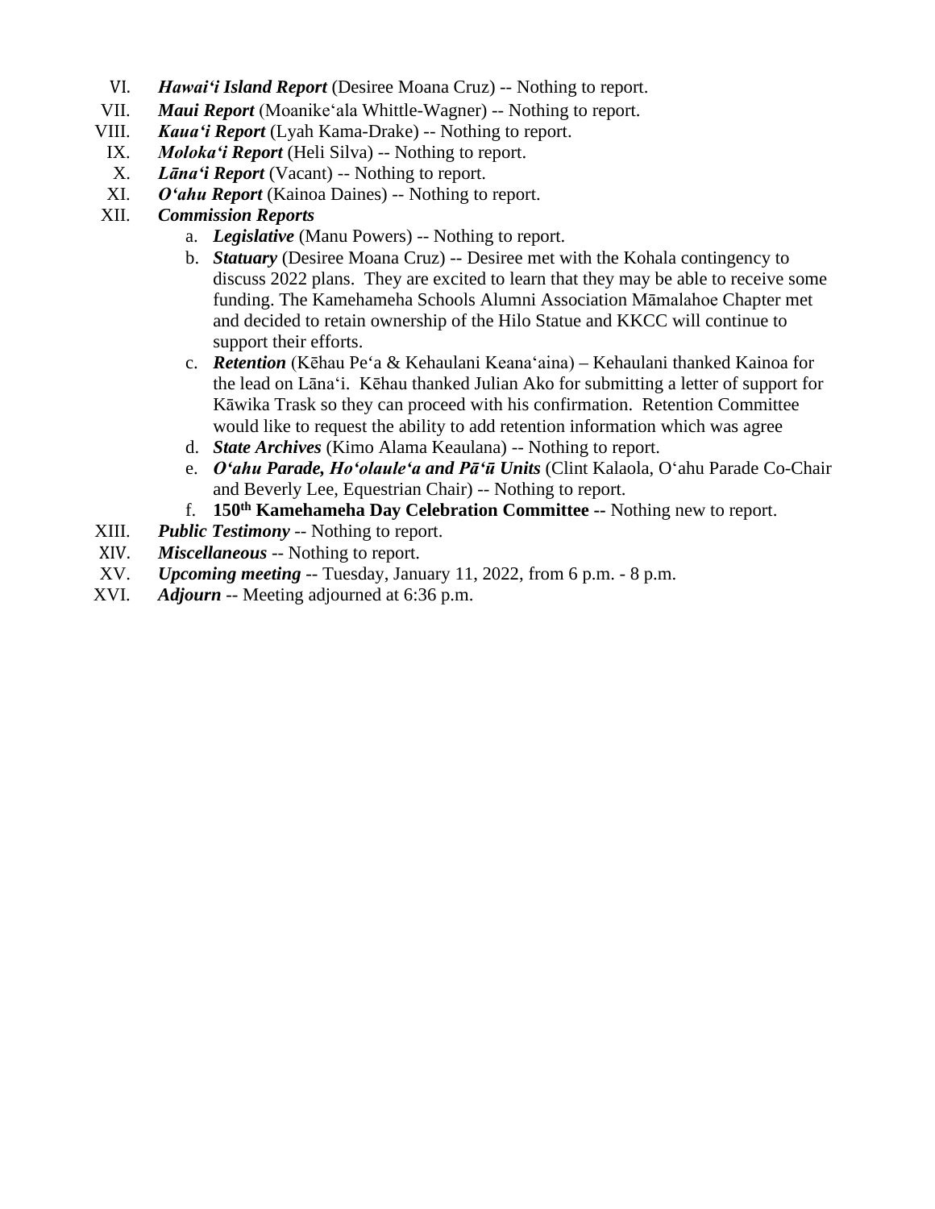VI. ***Hawaiʻi Island Report*** (Desiree Moana Cruz) -- Nothing to report.

VII. ***Maui Report*** (Moanikeʻala Whittle-Wagner) -- Nothing to report.

VIII. ***Kauaʻi Report*** (Lyah Kama-Drake) -- Nothing to report.

IX. ***Molokaʻi Report*** (Heli Silva) -- Nothing to report.

X. ***Lānaʻi Report*** (Vacant) -- Nothing to report.

XI. ***Oʻahu Report*** (Kainoa Daines) -- Nothing to report.

XII. ***Commission Reports***

  a. ***Legislative*** (Manu Powers) -- Nothing to report.

  b. ***Statuary*** (Desiree Moana Cruz) -- Desiree met with the Kohala contingency to discuss 2022 plans. They are excited to learn that they may be able to receive some funding. The Kamehameha Schools Alumni Association Māmalahoe Chapter met and decided to retain ownership of the Hilo Statue and KKCC will continue to support their efforts.

  c. ***Retention*** (Kēhau Peʻa & Kehaulani Keanaʻaina) – Kehaulani thanked Kainoa for the lead on Lānaʻi. Kēhau thanked Julian Ako for submitting a letter of support for Kāwika Trask so they can proceed with his confirmation. Retention Committee would like to request the ability to add retention information which was agree

  d. ***State Archives*** (Kimo Alama Keaulana) -- Nothing to report.

  e. ***Oʻahu Parade, Hoʻolauleʻa and Pāʻū Units*** (Clint Kalaola, Oʻahu Parade Co-Chair and Beverly Lee, Equestrian Chair) -- Nothing to report.

  f. **150th Kamehameha Day Celebration Committee --** Nothing new to report.

XIII. ***Public Testimony*** -- Nothing to report.

XIV. ***Miscellaneous*** -- Nothing to report.

XV. ***Upcoming meeting*** -- Tuesday, January 11, 2022, from 6 p.m. - 8 p.m.

XVI. ***Adjourn*** -- Meeting adjourned at 6:36 p.m.